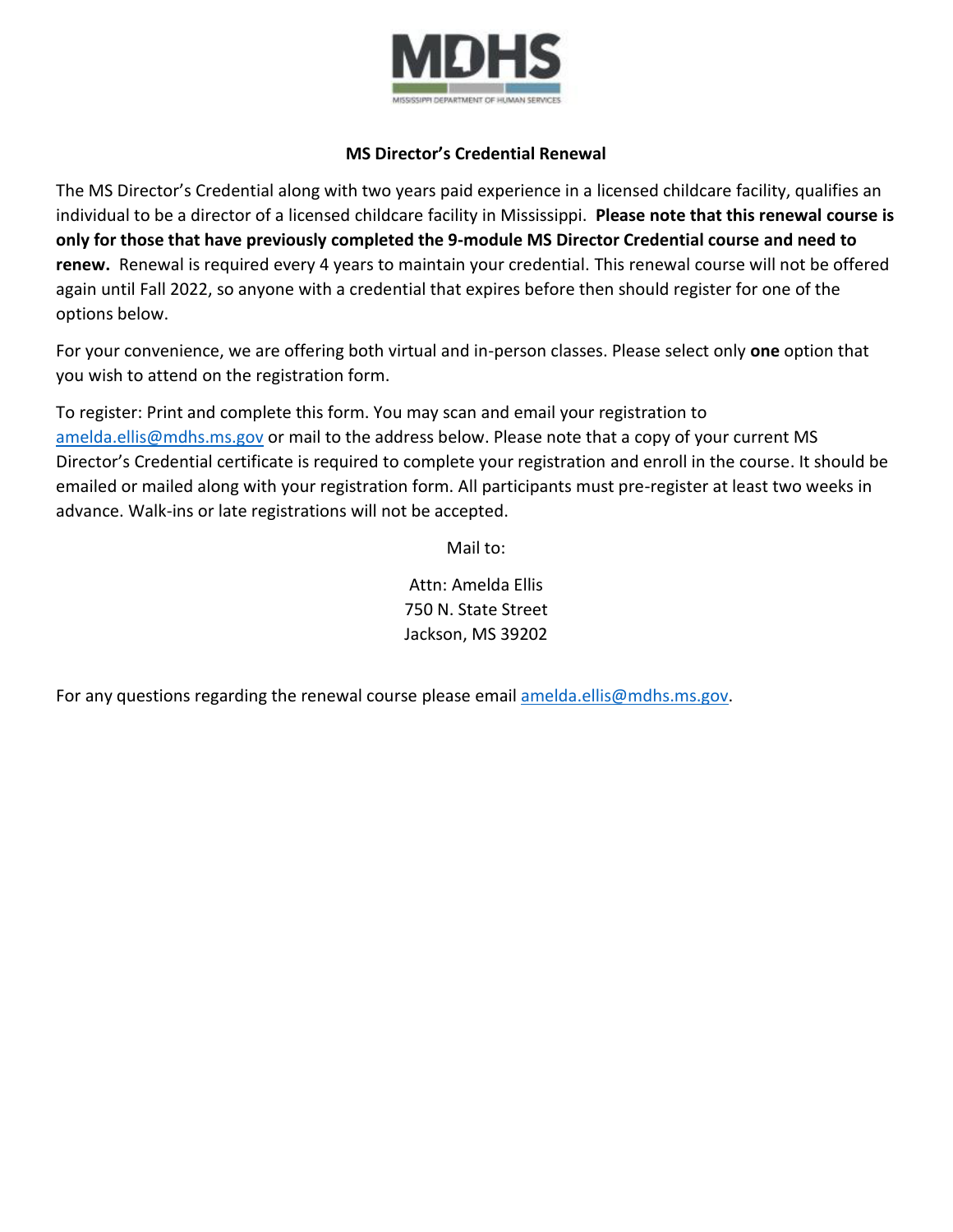# MS Director's Credential Renewal

The MS Director's Credential along with two years paid experience in a licensed childcare facility, qualifies an individual to be a director of a licensed childcare facility in Mississippi. **Please note that this renewal course is only for those that have previously completed the 9-module MS Director Credential course and need to renew.** Renewal is required every 4 years to maintain your credential. This renewal course will not be offered again until Fall 2022, so anyone with a credential that expires before then should register for one of the options below.

For your convenience, we are offering both virtual and in-person classes. Please select only **one** option that you wish to attend on the registration form.

To register: Print and complete this form. You may scan and email your registration to amelda.ellis@mdhs.ms.gov or mail to the address below. Please note that a copy of your current MS Director's Credential certificate is required to complete your registration and enroll in the course. It should be emailed or mailed along with your registration form. All participants must pre-register at least two weeks in advance. Walk-ins or late registrations will not be accepted.

Mail to:

Attn: Amelda Ellis
750 N. State Street
Jackson, MS 39202

For any questions regarding the renewal course please email amelda.ellis@mdhs.ms.gov.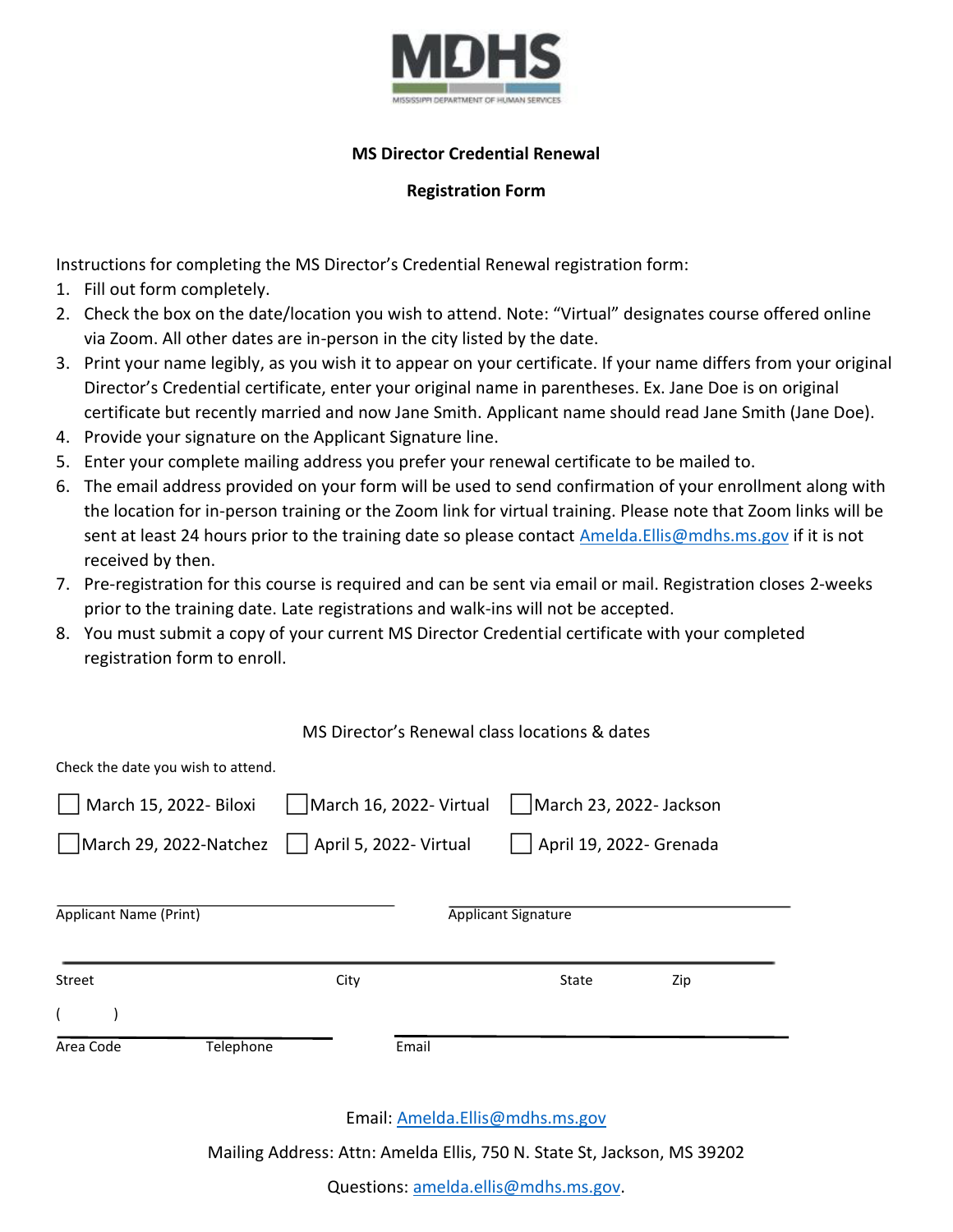MDHS

MISSISSIPPI DEPARTMENT OF HUMAN SERVICES

**MS Director Credential Renewal**

**Registration Form**

Instructions for completing the MS Director's Credential Renewal registration form:

1. Fill out form completely.
2. Check the box on the date/location you wish to attend. Note: "Virtual" designates course offered online via Zoom. All other dates are in-person in the city listed by the date.
3. Print your name legibly, as you wish it to appear on your certificate. If your name differs from your original Director's Credential certificate, enter your original name in parentheses. Ex. Jane Doe is on original certificate but recently married and now Jane Smith. Applicant name should read Jane Smith (Jane Doe).
4. Provide your signature on the Applicant Signature line.
5. Enter your complete mailing address you prefer your renewal certificate to be mailed to.
6. The email address provided on your form will be used to send confirmation of your enrollment along with the location for in-person training or the Zoom link for virtual training. Please note that Zoom links will be sent at least 24 hours prior to the training date so please contact Amelda.Ellis@mdhs.ms.gov if it is not received by then.
7. Pre-registration for this course is required and can be sent via email or mail. Registration closes 2-weeks prior to the training date. Late registrations and walk-ins will not be accepted.
8. You must submit a copy of your current MS Director Credential certificate with your completed registration form to enroll.

MS Director's Renewal class locations & dates

Check the date you wish to attend.

☐ March 15, 2022- Biloxi ☐ March 16, 2022- Virtual ☐ March 23, 2022- Jackson

☐ March 29, 2022-Natchez ☐ April 5, 2022- Virtual ☐ April 19, 2022- Grenada

Applicant Name (Print) ____________________ Applicant Signature ____________________

____________________________________________

Street City State Zip

( )
____________________ ____________________
Area Code Telephone Email

Email: Amelda.Ellis@mdhs.ms.gov

Mailing Address: Attn: Amelda Ellis, 750 N. State St, Jackson, MS 39202

Questions: amelda.ellis@mdhs.ms.gov.